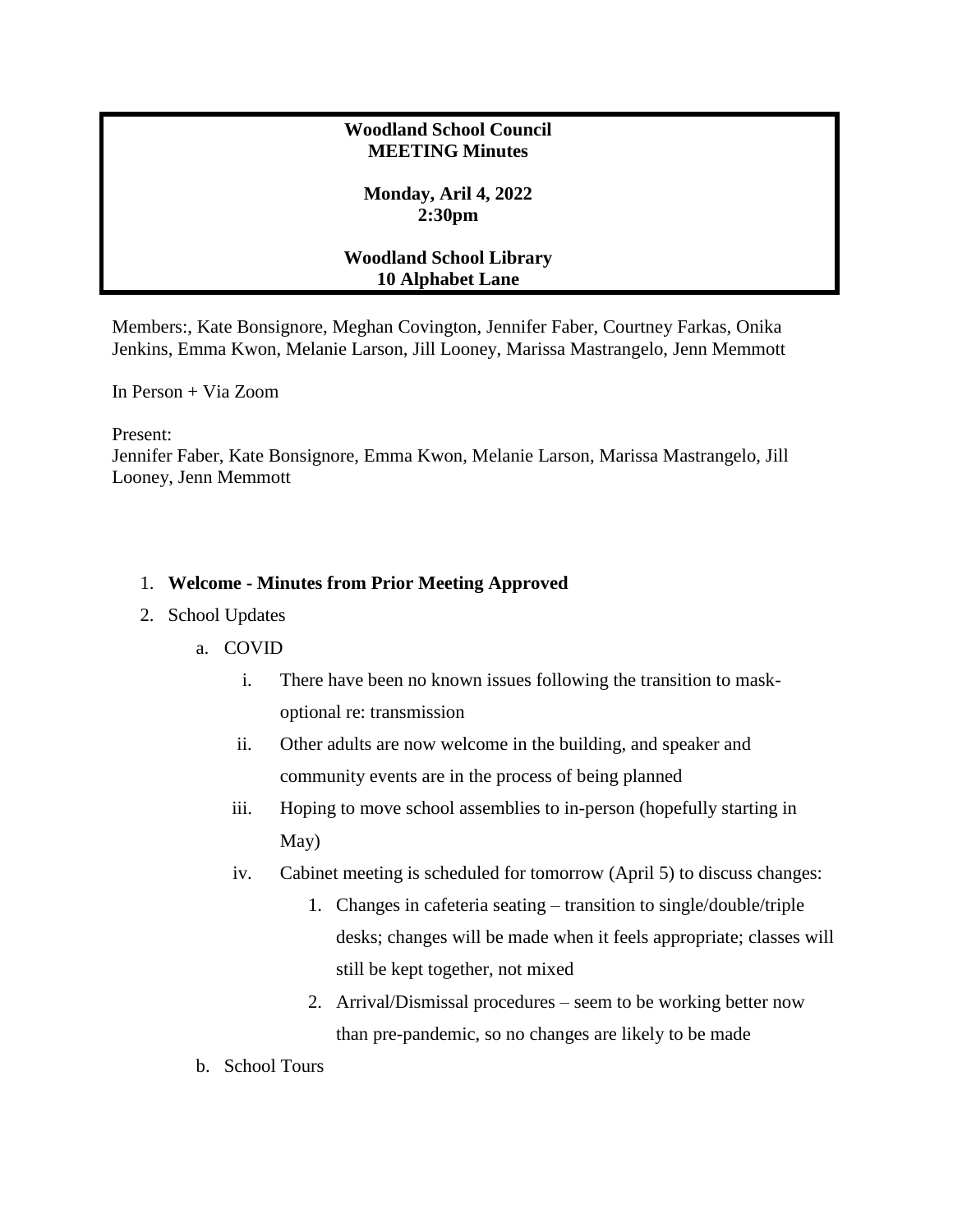**Woodland School Council**
**MEETING Minutes**

**Monday, Aril 4, 2022**
**2:30pm**

**Woodland School Library**
**10 Alphabet Lane**

Members:, Kate Bonsignore, Meghan Covington, Jennifer Faber, Courtney Farkas, Onika Jenkins, Emma Kwon, Melanie Larson, Jill Looney, Marissa Mastrangelo, Jenn Memmott

In Person + Via Zoom

Present:
Jennifer Faber, Kate Bonsignore, Emma Kwon, Melanie Larson, Marissa Mastrangelo, Jill Looney, Jenn Memmott

1. **Welcome - Minutes from Prior Meeting Approved**
2. School Updates
   a. COVID
      i. There have been no known issues following the transition to mask-optional re: transmission
      ii. Other adults are now welcome in the building, and speaker and community events are in the process of being planned
      iii. Hoping to move school assemblies to in-person (hopefully starting in May)
      iv. Cabinet meeting is scheduled for tomorrow (April 5) to discuss changes:
         1. Changes in cafeteria seating – transition to single/double/triple desks; changes will be made when it feels appropriate; classes will still be kept together, not mixed
         2. Arrival/Dismissal procedures – seem to be working better now than pre-pandemic, so no changes are likely to be made

   b. School Tours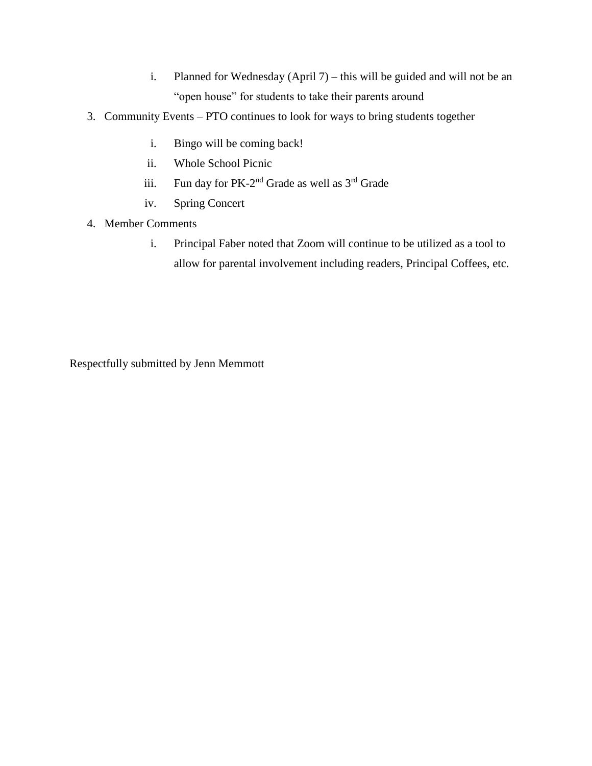i. Planned for Wednesday (April 7) – this will be guided and will not be an "open house" for students to take their parents around

3. Community Events – PTO continues to look for ways to bring students together

   i. Bingo will be coming back!
   ii. Whole School Picnic
   iii. Fun day for PK-2nd Grade as well as 3rd Grade
   iv. Spring Concert

4. Member Comments

   i. Principal Faber noted that Zoom will continue to be utilized as a tool to allow for parental involvement including readers, Principal Coffees, etc.

Respectfully submitted by Jenn Memmott